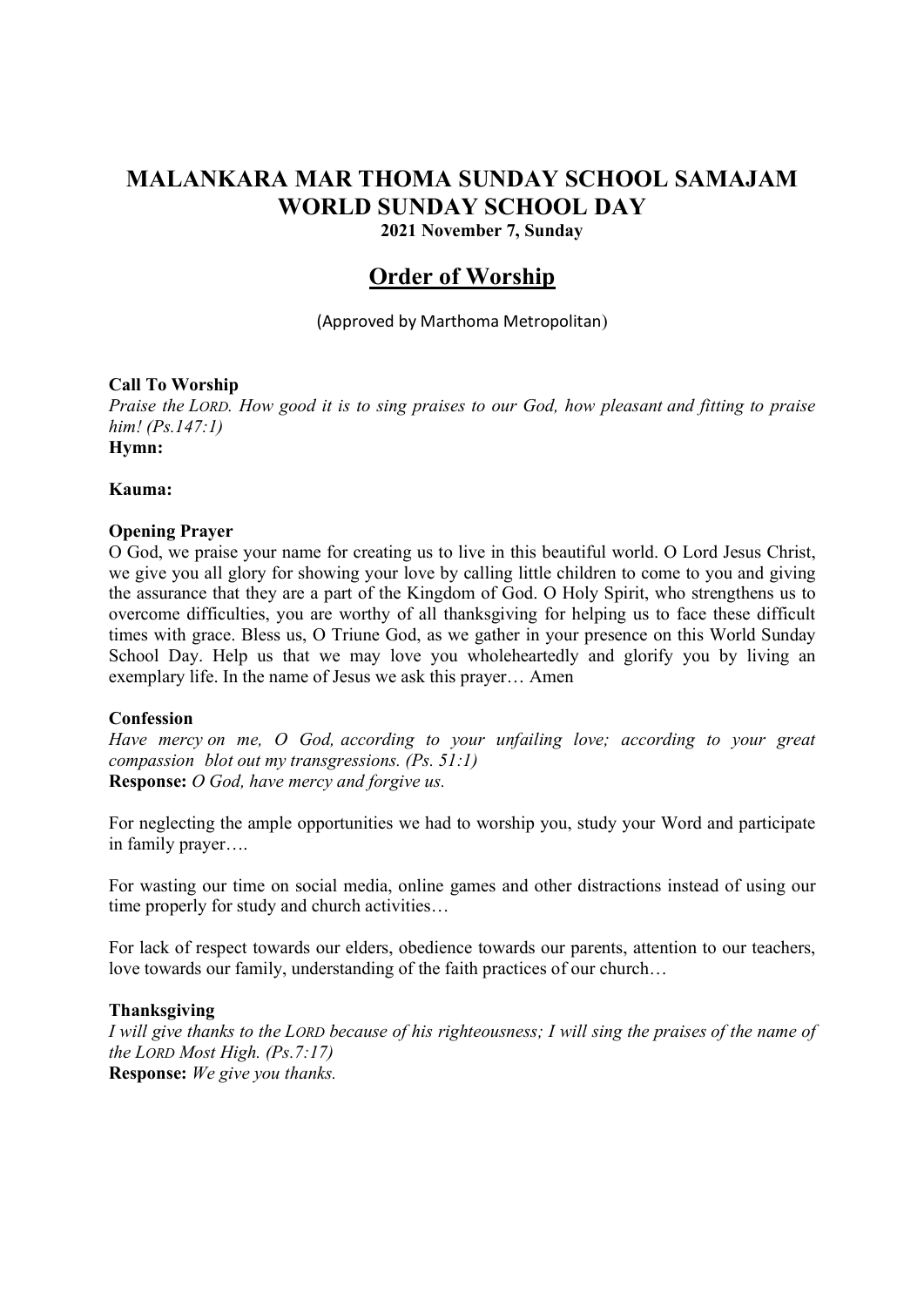# MALANKARA MAR THOMA SUNDAY SCHOOL SAMAJAM
# WORLD SUNDAY SCHOOL DAY

**2021 November 7, Sunday**

## Order of Worship

(Approved by Marthoma Metropolitan)

**Call To Worship**

*Praise the LORD. How good it is to sing praises to our God, how pleasant and fitting to praise him! (Ps.147:1)*

**Hymn:**

**Kauma:**

**Opening Prayer**

O God, we praise your name for creating us to live in this beautiful world. O Lord Jesus Christ, we give you all glory for showing your love by calling little children to come to you and giving the assurance that they are a part of the Kingdom of God. O Holy Spirit, who strengthens us to overcome difficulties, you are worthy of all thanksgiving for helping us to face these difficult times with grace. Bless us, O Triune God, as we gather in your presence on this World Sunday School Day. Help us that we may love you wholeheartedly and glorify you by living an exemplary life. In the name of Jesus we ask this prayer… Amen

**Confession**

*Have mercy on me, O God, according to your unfailing love; according to your great compassion blot out my transgressions. (Ps. 51:1)*

**Response:** *O God, have mercy and forgive us.*

For neglecting the ample opportunities we had to worship you, study your Word and participate in family prayer….

For wasting our time on social media, online games and other distractions instead of using our time properly for study and church activities…

For lack of respect towards our elders, obedience towards our parents, attention to our teachers, love towards our family, understanding of the faith practices of our church…

**Thanksgiving**

*I will give thanks to the LORD because of his righteousness; I will sing the praises of the name of the LORD Most High. (Ps.7:17)*

**Response:** *We give you thanks.*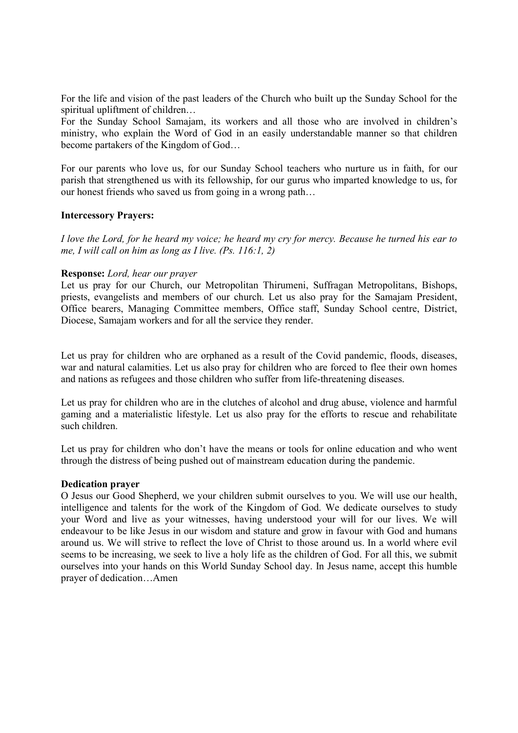For the life and vision of the past leaders of the Church who built up the Sunday School for the spiritual upliftment of children…

For the Sunday School Samajam, its workers and all those who are involved in children's ministry, who explain the Word of God in an easily understandable manner so that children become partakers of the Kingdom of God…

For our parents who love us, for our Sunday School teachers who nurture us in faith, for our parish that strengthened us with its fellowship, for our gurus who imparted knowledge to us, for our honest friends who saved us from going in a wrong path…

**Intercessory Prayers:**

*I love the Lord, for he heard my voice; he heard my cry for mercy. Because he turned his ear to me, I will call on him as long as I live. (Ps. 116:1, 2)*

**Response:** *Lord, hear our prayer*

Let us pray for our Church, our Metropolitan Thirumeni, Suffragan Metropolitans, Bishops, priests, evangelists and members of our church. Let us also pray for the Samajam President, Office bearers, Managing Committee members, Office staff, Sunday School centre, District, Diocese, Samajam workers and for all the service they render.

Let us pray for children who are orphaned as a result of the Covid pandemic, floods, diseases, war and natural calamities. Let us also pray for children who are forced to flee their own homes and nations as refugees and those children who suffer from life-threatening diseases.

Let us pray for children who are in the clutches of alcohol and drug abuse, violence and harmful gaming and a materialistic lifestyle. Let us also pray for the efforts to rescue and rehabilitate such children.

Let us pray for children who don't have the means or tools for online education and who went through the distress of being pushed out of mainstream education during the pandemic.

**Dedication prayer**

O Jesus our Good Shepherd, we your children submit ourselves to you. We will use our health, intelligence and talents for the work of the Kingdom of God. We dedicate ourselves to study your Word and live as your witnesses, having understood your will for our lives. We will endeavour to be like Jesus in our wisdom and stature and grow in favour with God and humans around us. We will strive to reflect the love of Christ to those around us. In a world where evil seems to be increasing, we seek to live a holy life as the children of God. For all this, we submit ourselves into your hands on this World Sunday School day. In Jesus name, accept this humble prayer of dedication…Amen